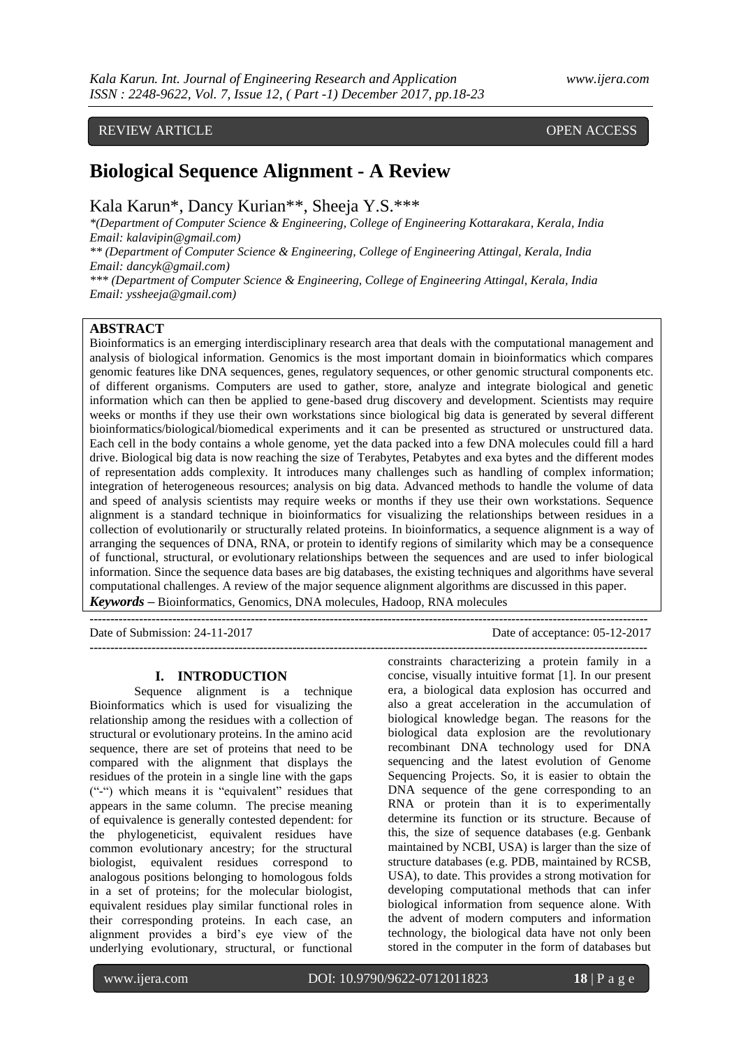REVIEW ARTICLE OPEN ACCESS

# Biological Sequence Alignment - A Review

Kala Karun*, Dancy Kurian**, Sheeja Y.S.***

*(Department of Computer Science & Engineering, College of Engineering Kottarakara, Kerala, India
Email: kalavipin@gmail.com)

** (Department of Computer Science & Engineering, College of Engineering Attingal, Kerala, India
Email: dancyk@gmail.com)

*** (Department of Computer Science & Engineering, College of Engineering Attingal, Kerala, India
Email: yssheeja@gmail.com)

## ABSTRACT

Bioinformatics is an emerging interdisciplinary research area that deals with the computational management and analysis of biological information. Genomics is the most important domain in bioinformatics which compares genomic features like DNA sequences, genes, regulatory sequences, or other genomic structural components etc. of different organisms. Computers are used to gather, store, analyze and integrate biological and genetic information which can then be applied to gene-based drug discovery and development. Scientists may require weeks or months if they use their own workstations since biological big data is generated by several different bioinformatics/biological/biomedical experiments and it can be presented as structured or unstructured data. Each cell in the body contains a whole genome, yet the data packed into a few DNA molecules could fill a hard drive. Biological big data is now reaching the size of Terabytes, Petabytes and exa bytes and the different modes of representation adds complexity. It introduces many challenges such as handling of complex information; integration of heterogeneous resources; analysis on big data. Advanced methods to handle the volume of data and speed of analysis scientists may require weeks or months if they use their own workstations. Sequence alignment is a standard technique in bioinformatics for visualizing the relationships between residues in a collection of evolutionarily or structurally related proteins. In bioinformatics, a sequence alignment is a way of arranging the sequences of DNA, RNA, or protein to identify regions of similarity which may be a consequence of functional, structural, or evolutionary relationships between the sequences and are used to infer biological information. Since the sequence data bases are big databases, the existing techniques and algorithms have several computational challenges. A review of the major sequence alignment algorithms are discussed in this paper.

***Keywords*** **–** Bioinformatics, Genomics, DNA molecules, Hadoop, RNA molecules

---

Date of Submission: 24-11-2017 Date of acceptance: 05-12-2017

---

## I. INTRODUCTION

Sequence alignment is a technique Bioinformatics which is used for visualizing the relationship among the residues with a collection of structural or evolutionary proteins. In the amino acid sequence, there are set of proteins that need to be compared with the alignment that displays the residues of the protein in a single line with the gaps ("-") which means it is "equivalent" residues that appears in the same column. The precise meaning of equivalence is generally contested dependent: for the phylogeneticist, equivalent residues have common evolutionary ancestry; for the structural biologist, equivalent residues correspond to analogous positions belonging to homologous folds in a set of proteins; for the molecular biologist, equivalent residues play similar functional roles in their corresponding proteins. In each case, an alignment provides a bird's eye view of the underlying evolutionary, structural, or functional constraints characterizing a protein family in a concise, visually intuitive format [1]. In our present era, a biological data explosion has occurred and also a great acceleration in the accumulation of biological knowledge began. The reasons for the biological data explosion are the revolutionary recombinant DNA technology used for DNA sequencing and the latest evolution of Genome Sequencing Projects. So, it is easier to obtain the DNA sequence of the gene corresponding to an RNA or protein than it is to experimentally determine its function or its structure. Because of this, the size of sequence databases (e.g. Genbank maintained by NCBI, USA) is larger than the size of structure databases (e.g. PDB, maintained by RCSB, USA), to date. This provides a strong motivation for developing computational methods that can infer biological information from sequence alone. With the advent of modern computers and information technology, the biological data have not only been stored in the computer in the form of databases but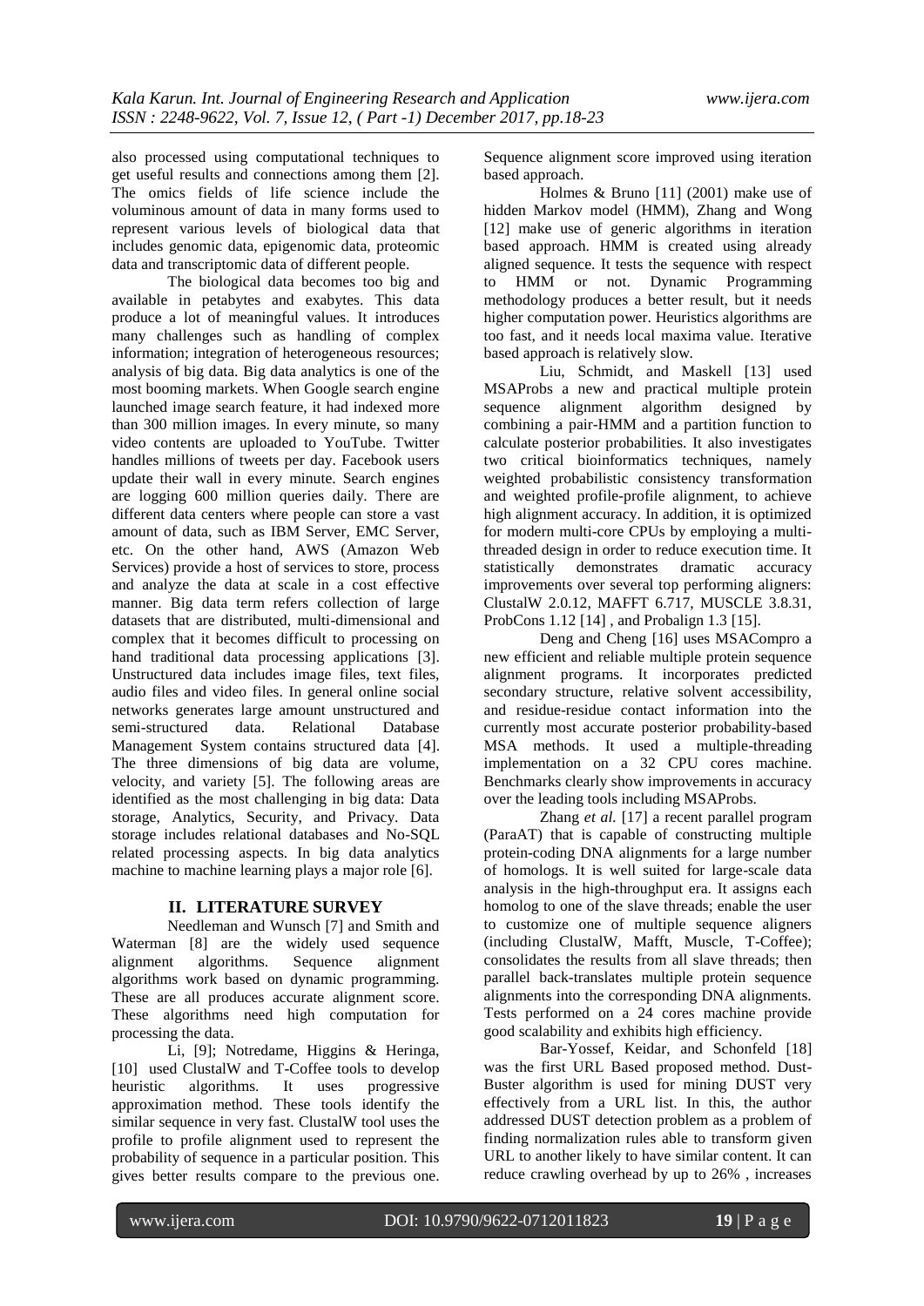also processed using computational techniques to get useful results and connections among them [2]. The omics fields of life science include the voluminous amount of data in many forms used to represent various levels of biological data that includes genomic data, epigenomic data, proteomic data and transcriptomic data of different people.

The biological data becomes too big and available in petabytes and exabytes. This data produce a lot of meaningful values. It introduces many challenges such as handling of complex information; integration of heterogeneous resources; analysis of big data. Big data analytics is one of the most booming markets. When Google search engine launched image search feature, it had indexed more than 300 million images. In every minute, so many video contents are uploaded to YouTube. Twitter handles millions of tweets per day. Facebook users update their wall in every minute. Search engines are logging 600 million queries daily. There are different data centers where people can store a vast amount of data, such as IBM Server, EMC Server, etc. On the other hand, AWS (Amazon Web Services) provide a host of services to store, process and analyze the data at scale in a cost effective manner. Big data term refers collection of large datasets that are distributed, multi-dimensional and complex that it becomes difficult to processing on hand traditional data processing applications [3]. Unstructured data includes image files, text files, audio files and video files. In general online social networks generates large amount unstructured and semi-structured data. Relational Database Management System contains structured data [4]. The three dimensions of big data are volume, velocity, and variety [5]. The following areas are identified as the most challenging in big data: Data storage, Analytics, Security, and Privacy. Data storage includes relational databases and No-SQL related processing aspects. In big data analytics machine to machine learning plays a major role [6].

## II. LITERATURE SURVEY

Needleman and Wunsch [7] and Smith and Waterman [8] are the widely used sequence alignment algorithms. Sequence alignment algorithms work based on dynamic programming. These are all produces accurate alignment score. These algorithms need high computation for processing the data.

Li, [9]; Notredame, Higgins & Heringa, [10] used ClustalW and T-Coffee tools to develop heuristic algorithms. It uses progressive approximation method. These tools identify the similar sequence in very fast. ClustalW tool uses the profile to profile alignment used to represent the probability of sequence in a particular position. This gives better results compare to the previous one. Sequence alignment score improved using iteration based approach.

Holmes & Bruno [11] (2001) make use of hidden Markov model (HMM), Zhang and Wong [12] make use of generic algorithms in iteration based approach. HMM is created using already aligned sequence. It tests the sequence with respect to HMM or not. Dynamic Programming methodology produces a better result, but it needs higher computation power. Heuristics algorithms are too fast, and it needs local maxima value. Iterative based approach is relatively slow.

Liu, Schmidt, and Maskell [13] used MSAProbs a new and practical multiple protein sequence alignment algorithm designed by combining a pair-HMM and a partition function to calculate posterior probabilities. It also investigates two critical bioinformatics techniques, namely weighted probabilistic consistency transformation and weighted profile-profile alignment, to achieve high alignment accuracy. In addition, it is optimized for modern multi-core CPUs by employing a multi-threaded design in order to reduce execution time. It statistically demonstrates dramatic accuracy improvements over several top performing aligners: ClustalW 2.0.12, MAFFT 6.717, MUSCLE 3.8.31, ProbCons 1.12 [14] , and Probalign 1.3 [15].

Deng and Cheng [16] uses MSACompro a new efficient and reliable multiple protein sequence alignment programs. It incorporates predicted secondary structure, relative solvent accessibility, and residue-residue contact information into the currently most accurate posterior probability-based MSA methods. It used a multiple-threading implementation on a 32 CPU cores machine. Benchmarks clearly show improvements in accuracy over the leading tools including MSAProbs.

Zhang *et al.* [17] a recent parallel program (ParaAT) that is capable of constructing multiple protein-coding DNA alignments for a large number of homologs. It is well suited for large-scale data analysis in the high-throughput era. It assigns each homolog to one of the slave threads; enable the user to customize one of multiple sequence aligners (including ClustalW, Mafft, Muscle, T-Coffee); consolidates the results from all slave threads; then parallel back-translates multiple protein sequence alignments into the corresponding DNA alignments. Tests performed on a 24 cores machine provide good scalability and exhibits high efficiency.

Bar-Yossef, Keidar, and Schonfeld [18] was the first URL Based proposed method. Dust-Buster algorithm is used for mining DUST very effectively from a URL list. In this, the author addressed DUST detection problem as a problem of finding normalization rules able to transform given URL to another likely to have similar content. It can reduce crawling overhead by up to 26% , increases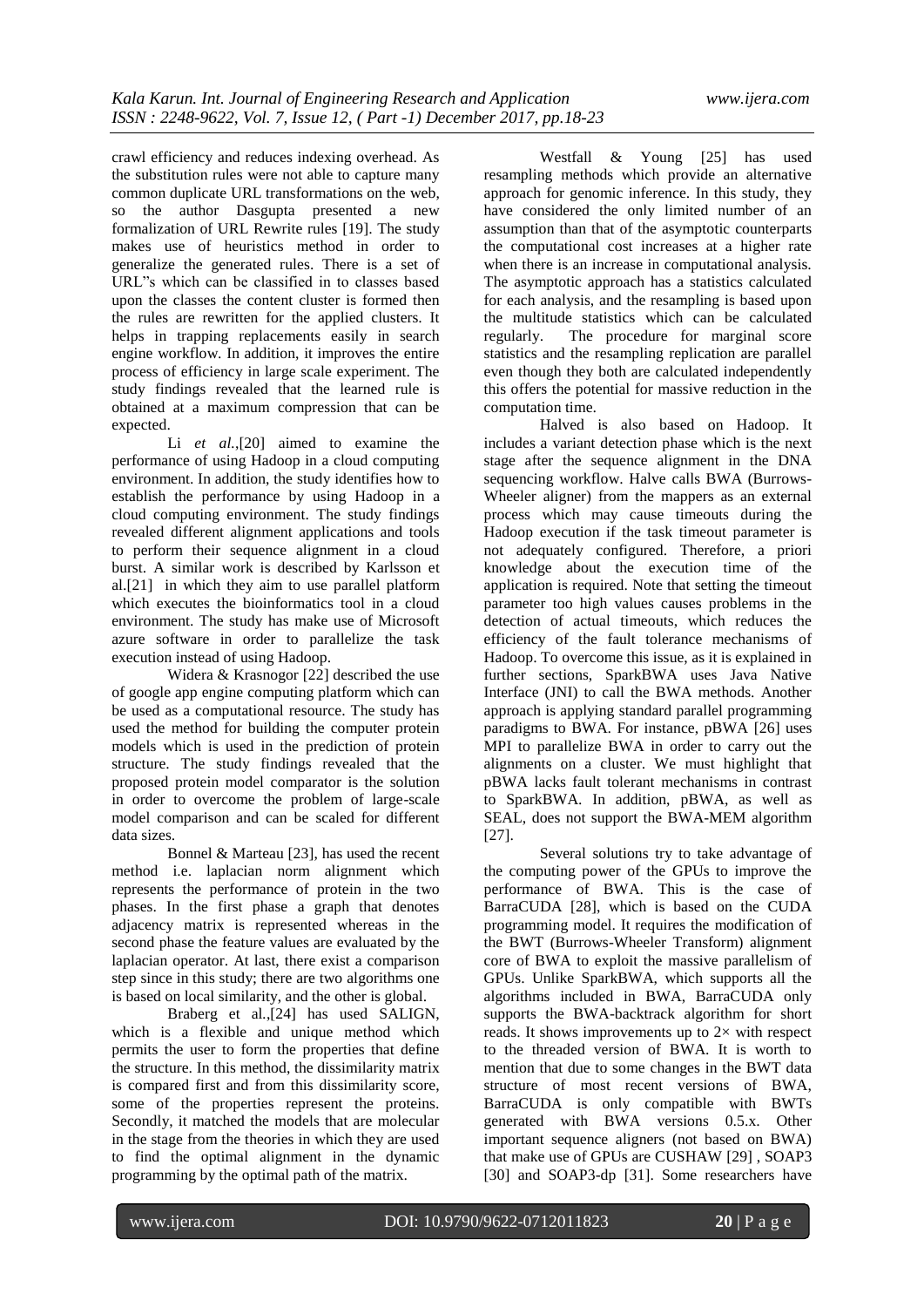crawl efficiency and reduces indexing overhead. As the substitution rules were not able to capture many common duplicate URL transformations on the web, so the author Dasgupta presented a new formalization of URL Rewrite rules [19]. The study makes use of heuristics method in order to generalize the generated rules. There is a set of URL"s which can be classified in to classes based upon the classes the content cluster is formed then the rules are rewritten for the applied clusters. It helps in trapping replacements easily in search engine workflow. In addition, it improves the entire process of efficiency in large scale experiment. The study findings revealed that the learned rule is obtained at a maximum compression that can be expected.

Li *et al.*,[20] aimed to examine the performance of using Hadoop in a cloud computing environment. In addition, the study identifies how to establish the performance by using Hadoop in a cloud computing environment. The study findings revealed different alignment applications and tools to perform their sequence alignment in a cloud burst. A similar work is described by Karlsson et al.[21] in which they aim to use parallel platform which executes the bioinformatics tool in a cloud environment. The study has make use of Microsoft azure software in order to parallelize the task execution instead of using Hadoop.

Widera & Krasnogor [22] described the use of google app engine computing platform which can be used as a computational resource. The study has used the method for building the computer protein models which is used in the prediction of protein structure. The study findings revealed that the proposed protein model comparator is the solution in order to overcome the problem of large-scale model comparison and can be scaled for different data sizes.

Bonnel & Marteau [23], has used the recent method i.e. laplacian norm alignment which represents the performance of protein in the two phases. In the first phase a graph that denotes adjacency matrix is represented whereas in the second phase the feature values are evaluated by the laplacian operator. At last, there exist a comparison step since in this study; there are two algorithms one is based on local similarity, and the other is global.

Braberg et al.,[24] has used SALIGN, which is a flexible and unique method which permits the user to form the properties that define the structure. In this method, the dissimilarity matrix is compared first and from this dissimilarity score, some of the properties represent the proteins. Secondly, it matched the models that are molecular in the stage from the theories in which they are used to find the optimal alignment in the dynamic programming by the optimal path of the matrix.

Westfall & Young [25] has used resampling methods which provide an alternative approach for genomic inference. In this study, they have considered the only limited number of an assumption than that of the asymptotic counterparts the computational cost increases at a higher rate when there is an increase in computational analysis. The asymptotic approach has a statistics calculated for each analysis, and the resampling is based upon the multitude statistics which can be calculated regularly. The procedure for marginal score statistics and the resampling replication are parallel even though they both are calculated independently this offers the potential for massive reduction in the computation time.

Halved is also based on Hadoop. It includes a variant detection phase which is the next stage after the sequence alignment in the DNA sequencing workflow. Halve calls BWA (Burrows-Wheeler aligner) from the mappers as an external process which may cause timeouts during the Hadoop execution if the task timeout parameter is not adequately configured. Therefore, a priori knowledge about the execution time of the application is required. Note that setting the timeout parameter too high values causes problems in the detection of actual timeouts, which reduces the efficiency of the fault tolerance mechanisms of Hadoop. To overcome this issue, as it is explained in further sections, SparkBWA uses Java Native Interface (JNI) to call the BWA methods. Another approach is applying standard parallel programming paradigms to BWA. For instance, pBWA [26] uses MPI to parallelize BWA in order to carry out the alignments on a cluster. We must highlight that pBWA lacks fault tolerant mechanisms in contrast to SparkBWA. In addition, pBWA, as well as SEAL, does not support the BWA-MEM algorithm [27].

Several solutions try to take advantage of the computing power of the GPUs to improve the performance of BWA. This is the case of BarraCUDA [28], which is based on the CUDA programming model. It requires the modification of the BWT (Burrows-Wheeler Transform) alignment core of BWA to exploit the massive parallelism of GPUs. Unlike SparkBWA, which supports all the algorithms included in BWA, BarraCUDA only supports the BWA-backtrack algorithm for short reads. It shows improvements up to 2× with respect to the threaded version of BWA. It is worth to mention that due to some changes in the BWT data structure of most recent versions of BWA, BarraCUDA is only compatible with BWTs generated with BWA versions 0.5.x. Other important sequence aligners (not based on BWA) that make use of GPUs are CUSHAW [29] , SOAP3 [30] and SOAP3-dp [31]. Some researchers have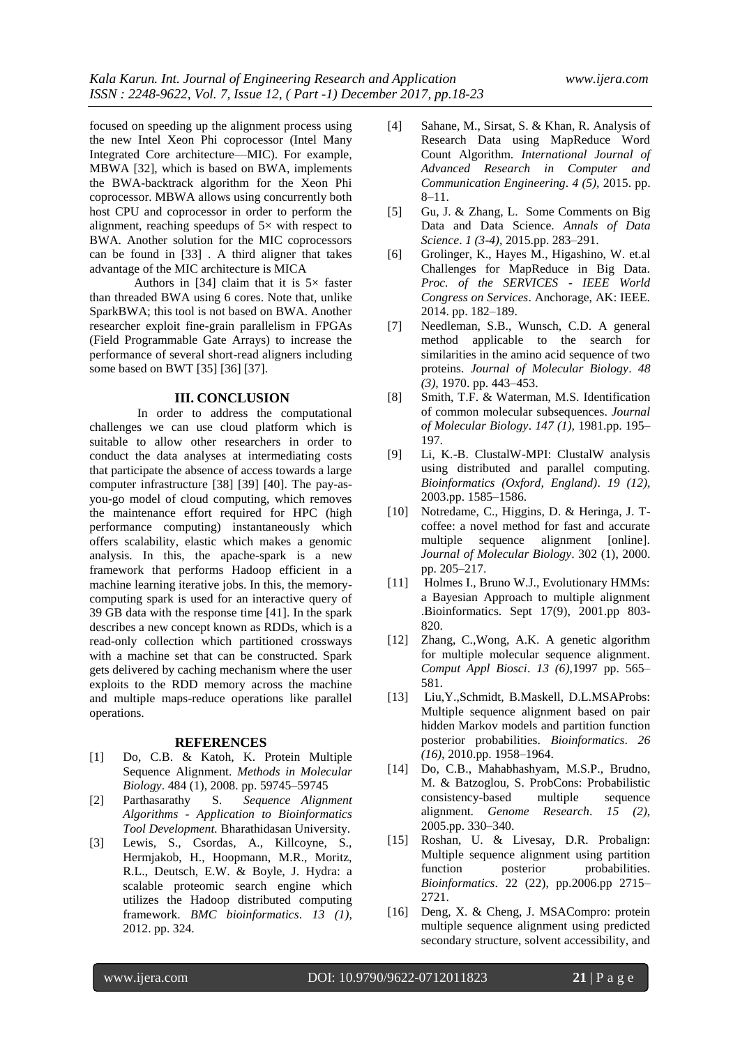focused on speeding up the alignment process using the new Intel Xeon Phi coprocessor (Intel Many Integrated Core architecture—MIC). For example, MBWA [32], which is based on BWA, implements the BWA-backtrack algorithm for the Xeon Phi coprocessor. MBWA allows using concurrently both host CPU and coprocessor in order to perform the alignment, reaching speedups of 5× with respect to BWA. Another solution for the MIC coprocessors can be found in [33] . A third aligner that takes advantage of the MIC architecture is MICA

Authors in [34] claim that it is 5× faster than threaded BWA using 6 cores. Note that, unlike SparkBWA; this tool is not based on BWA. Another researcher exploit fine-grain parallelism in FPGAs (Field Programmable Gate Arrays) to increase the performance of several short-read aligners including some based on BWT [35] [36] [37].

## III. CONCLUSION

In order to address the computational challenges we can use cloud platform which is suitable to allow other researchers in order to conduct the data analyses at intermediating costs that participate the absence of access towards a large computer infrastructure [38] [39] [40]. The pay-as-you-go model of cloud computing, which removes the maintenance effort required for HPC (high performance computing) instantaneously which offers scalability, elastic which makes a genomic analysis. In this, the apache-spark is a new framework that performs Hadoop efficient in a machine learning iterative jobs. In this, the memory-computing spark is used for an interactive query of 39 GB data with the response time [41]. In the spark describes a new concept known as RDDs, which is a read-only collection which partitioned crossways with a machine set that can be constructed. Spark gets delivered by caching mechanism where the user exploits to the RDD memory across the machine and multiple maps-reduce operations like parallel operations.

## REFERENCES

[1] Do, C.B. & Katoh, K. Protein Multiple Sequence Alignment. *Methods in Molecular Biology*. 484 (1), 2008. pp. 59745–59745

[2] Parthasarathy S. *Sequence Alignment Algorithms - Application to Bioinformatics Tool Development.* Bharathidasan University.

[3] Lewis, S., Csordas, A., Killcoyne, S., Hermjakob, H., Hoopmann, M.R., Moritz, R.L., Deutsch, E.W. & Boyle, J. Hydra: a scalable proteomic search engine which utilizes the Hadoop distributed computing framework. *BMC bioinformatics*. *13 (1)*, 2012. pp. 324.

[4] Sahane, M., Sirsat, S. & Khan, R. Analysis of Research Data using MapReduce Word Count Algorithm. *International Journal of Advanced Research in Computer and Communication Engineering*. *4 (5)*, 2015. pp. 8–11.

[5] Gu, J. & Zhang, L. Some Comments on Big Data and Data Science. *Annals of Data Science*. *1 (3-4)*, 2015.pp. 283–291.

[6] Grolinger, K., Hayes M., Higashino, W. et.al Challenges for MapReduce in Big Data. *Proc. of the SERVICES - IEEE World Congress on Services*. Anchorage, AK: IEEE. 2014. pp. 182–189.

[7] Needleman, S.B., Wunsch, C.D. A general method applicable to the search for similarities in the amino acid sequence of two proteins. *Journal of Molecular Biology*. *48 (3)*, 1970. pp. 443–453.

[8] Smith, T.F. & Waterman, M.S. Identification of common molecular subsequences. *Journal of Molecular Biology*. *147 (1)*, 1981.pp. 195–197.

[9] Li, K.-B. ClustalW-MPI: ClustalW analysis using distributed and parallel computing. *Bioinformatics (Oxford, England)*. *19 (12)*, 2003.pp. 1585–1586.

[10] Notredame, C., Higgins, D. & Heringa, J. T-coffee: a novel method for fast and accurate multiple sequence alignment [online]. *Journal of Molecular Biology*. 302 (1), 2000. pp. 205–217.

[11] Holmes I., Bruno W.J., Evolutionary HMMs: a Bayesian Approach to multiple alignment .Bioinformatics. Sept 17(9), 2001.pp 803-820.

[12] Zhang, C.,Wong, A.K. A genetic algorithm for multiple molecular sequence alignment. *Comput Appl Biosci*. *13 (6)*,1997 pp. 565–581.

[13] Liu,Y.,Schmidt, B.Maskell, D.L.MSAProbs: Multiple sequence alignment based on pair hidden Markov models and partition function posterior probabilities. *Bioinformatics*. *26 (16)*, 2010.pp. 1958–1964.

[14] Do, C.B., Mahabhashyam, M.S.P., Brudno, M. & Batzoglou, S. ProbCons: Probabilistic consistency-based multiple sequence alignment. *Genome Research*. *15 (2)*, 2005.pp. 330–340.

[15] Roshan, U. & Livesay, D.R. Probalign: Multiple sequence alignment using partition function posterior probabilities. *Bioinformatics*. 22 (22), pp.2006.pp 2715–2721.

[16] Deng, X. & Cheng, J. MSACompro: protein multiple sequence alignment using predicted secondary structure, solvent accessibility, and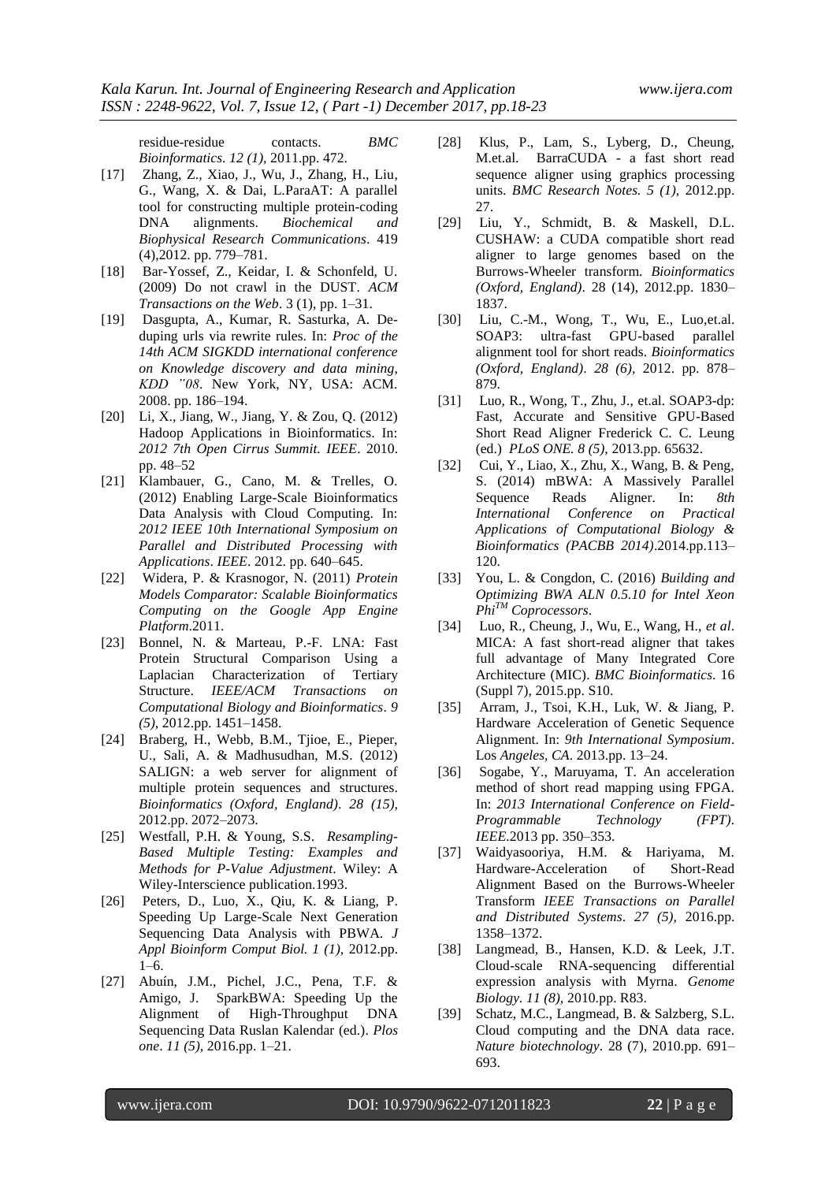residue-residue contacts. *BMC Bioinformatics. 12 (1),* 2011.pp. 472.

[17] Zhang, Z., Xiao, J., Wu, J., Zhang, H., Liu, G., Wang, X. & Dai, L.ParaAT: A parallel tool for constructing multiple protein-coding DNA alignments. *Biochemical and Biophysical Research Communications*. 419 (4),2012. pp. 779–781.

[18] Bar-Yossef, Z., Keidar, I. & Schonfeld, U. (2009) Do not crawl in the DUST. *ACM Transactions on the Web*. 3 (1), pp. 1–31.

[19] Dasgupta, A., Kumar, R. Sasturka, A. De-duping urls via rewrite rules. In: *Proc of the 14th ACM SIGKDD international conference on Knowledge discovery and data mining, KDD ''08*. New York, NY, USA: ACM. 2008. pp. 186–194.

[20] Li, X., Jiang, W., Jiang, Y. & Zou, Q. (2012) Hadoop Applications in Bioinformatics. In: *2012 7th Open Cirrus Summit. IEEE*. 2010. pp. 48–52

[21] Klambauer, G., Cano, M. & Trelles, O. (2012) Enabling Large-Scale Bioinformatics Data Analysis with Cloud Computing. In: *2012 IEEE 10th International Symposium on Parallel and Distributed Processing with Applications*. *IEEE*. 2012. pp. 640–645.

[22] Widera, P. & Krasnogor, N. (2011) *Protein Models Comparator: Scalable Bioinformatics Computing on the Google App Engine Platform*.2011.

[23] Bonnel, N. & Marteau, P.-F. LNA: Fast Protein Structural Comparison Using a Laplacian Characterization of Tertiary Structure. *IEEE/ACM Transactions on Computational Biology and Bioinformatics*. *9 (5),* 2012.pp. 1451–1458.

[24] Braberg, H., Webb, B.M., Tjioe, E., Pieper, U., Sali, A. & Madhusudhan, M.S. (2012) SALIGN: a web server for alignment of multiple protein sequences and structures. *Bioinformatics (Oxford, England)*. *28 (15),* 2012.pp. 2072–2073.

[25] Westfall, P.H. & Young, S.S. *Resampling-Based Multiple Testing: Examples and Methods for P-Value Adjustment*. Wiley: A Wiley-Interscience publication.1993.

[26] Peters, D., Luo, X., Qiu, K. & Liang, P. Speeding Up Large-Scale Next Generation Sequencing Data Analysis with PBWA. *J Appl Bioinform Comput Biol. 1 (1),* 2012.pp. 1–6.

[27] Abuín, J.M., Pichel, J.C., Pena, T.F. & Amigo, J. SparkBWA: Speeding Up the Alignment of High-Throughput DNA Sequencing Data Ruslan Kalendar (ed.). *Plos one*. *11 (5),* 2016.pp. 1–21.

[28] Klus, P., Lam, S., Lyberg, D., Cheung, M.et.al. BarraCUDA - a fast short read sequence aligner using graphics processing units. *BMC Research Notes. 5 (1),* 2012.pp. 27.

[29] Liu, Y., Schmidt, B. & Maskell, D.L. CUSHAW: a CUDA compatible short read aligner to large genomes based on the Burrows-Wheeler transform. *Bioinformatics (Oxford, England)*. 28 (14), 2012.pp. 1830–1837.

[30] Liu, C.-M., Wong, T., Wu, E., Luo,et.al. SOAP3: ultra-fast GPU-based parallel alignment tool for short reads. *Bioinformatics (Oxford, England)*. *28 (6),* 2012. pp. 878–879.

[31] Luo, R., Wong, T., Zhu, J., et.al. SOAP3-dp: Fast, Accurate and Sensitive GPU-Based Short Read Aligner Frederick C. C. Leung (ed.) *PLoS ONE. 8 (5),* 2013.pp. 65632.

[32] Cui, Y., Liao, X., Zhu, X., Wang, B. & Peng, S. (2014) mBWA: A Massively Parallel Sequence Reads Aligner. In: *8th International Conference on Practical Applications of Computational Biology & Bioinformatics (PACBB 2014)*.2014.pp.113–120.

[33] You, L. & Congdon, C. (2016) *Building and Optimizing BWA ALN 0.5.10 for Intel Xeon Phi™ Coprocessors*.

[34] Luo, R., Cheung, J., Wu, E., Wang, H., *et al*. MICA: A fast short-read aligner that takes full advantage of Many Integrated Core Architecture (MIC). *BMC Bioinformatics*. 16 (Suppl 7), 2015.pp. S10.

[35] Arram, J., Tsoi, K.H., Luk, W. & Jiang, P. Hardware Acceleration of Genetic Sequence Alignment. In: *9th International Symposium*. Los *Angeles, CA*. 2013.pp. 13–24.

[36] Sogabe, Y., Maruyama, T. An acceleration method of short read mapping using FPGA. In: *2013 International Conference on Field-Programmable Technology (FPT)*. *IEEE*.2013 pp. 350–353.

[37] Waidyasooriya, H.M. & Hariyama, M. Hardware-Acceleration of Short-Read Alignment Based on the Burrows-Wheeler Transform *IEEE Transactions on Parallel and Distributed Systems*. *27 (5),* 2016.pp. 1358–1372.

[38] Langmead, B., Hansen, K.D. & Leek, J.T. Cloud-scale RNA-sequencing differential expression analysis with Myrna. *Genome Biology. 11 (8),* 2010.pp. R83.

[39] Schatz, M.C., Langmead, B. & Salzberg, S.L. Cloud computing and the DNA data race. *Nature biotechnology*. 28 (7), 2010.pp. 691–693.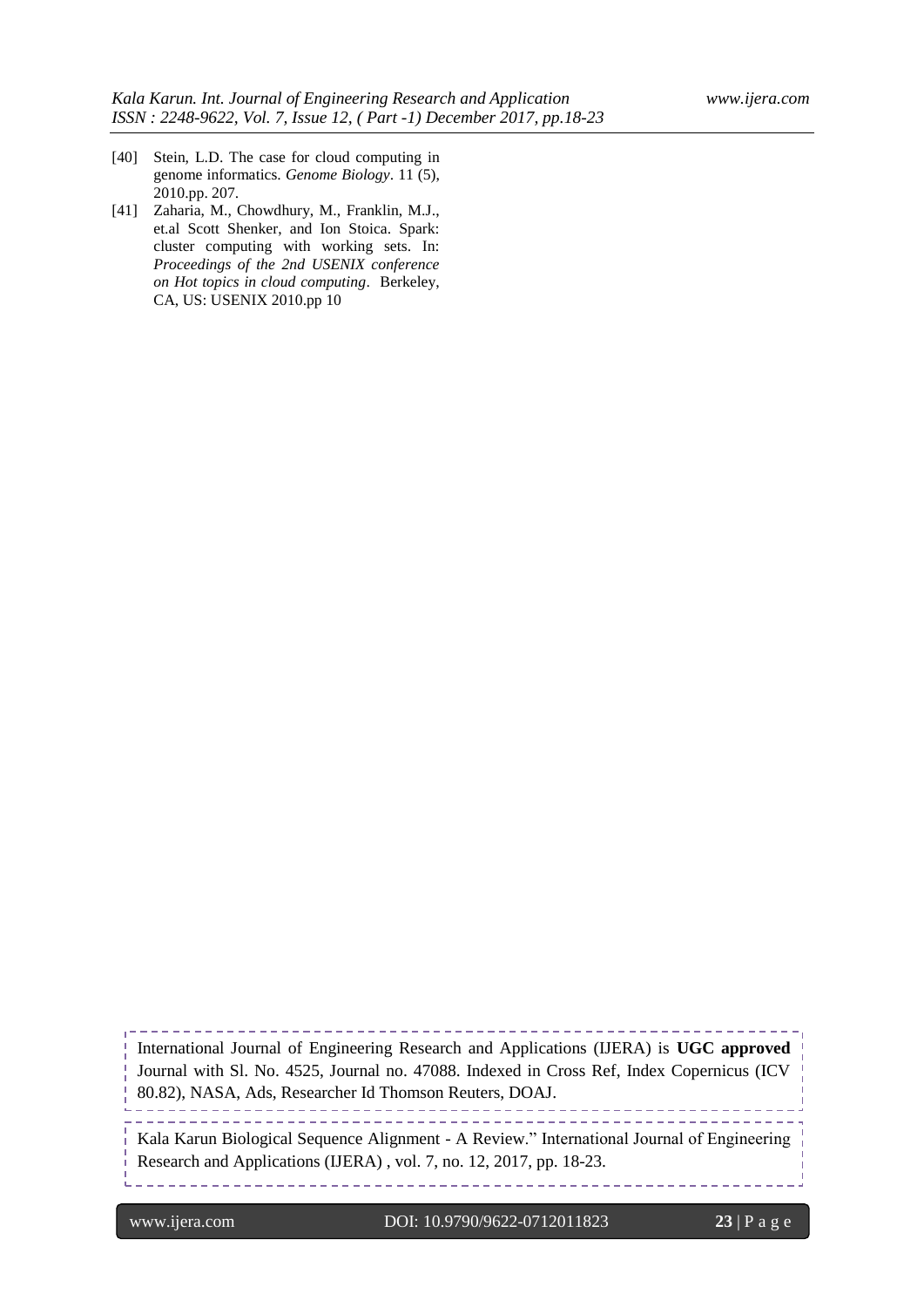[40] Stein, L.D. The case for cloud computing in genome informatics. *Genome Biology*. 11 (5), 2010.pp. 207.

[41] Zaharia, M., Chowdhury, M., Franklin, M.J., et.al Scott Shenker, and Ion Stoica. Spark: cluster computing with working sets. In: *Proceedings of the 2nd USENIX conference on Hot topics in cloud computing*. Berkeley, CA, US: USENIX 2010.pp 10

International Journal of Engineering Research and Applications (IJERA) is **UGC approved** Journal with Sl. No. 4525, Journal no. 47088. Indexed in Cross Ref, Index Copernicus (ICV 80.82), NASA, Ads, Researcher Id Thomson Reuters, DOAJ.

Kala Karun Biological Sequence Alignment - A Review." International Journal of Engineering Research and Applications (IJERA) , vol. 7, no. 12, 2017, pp. 18-23.